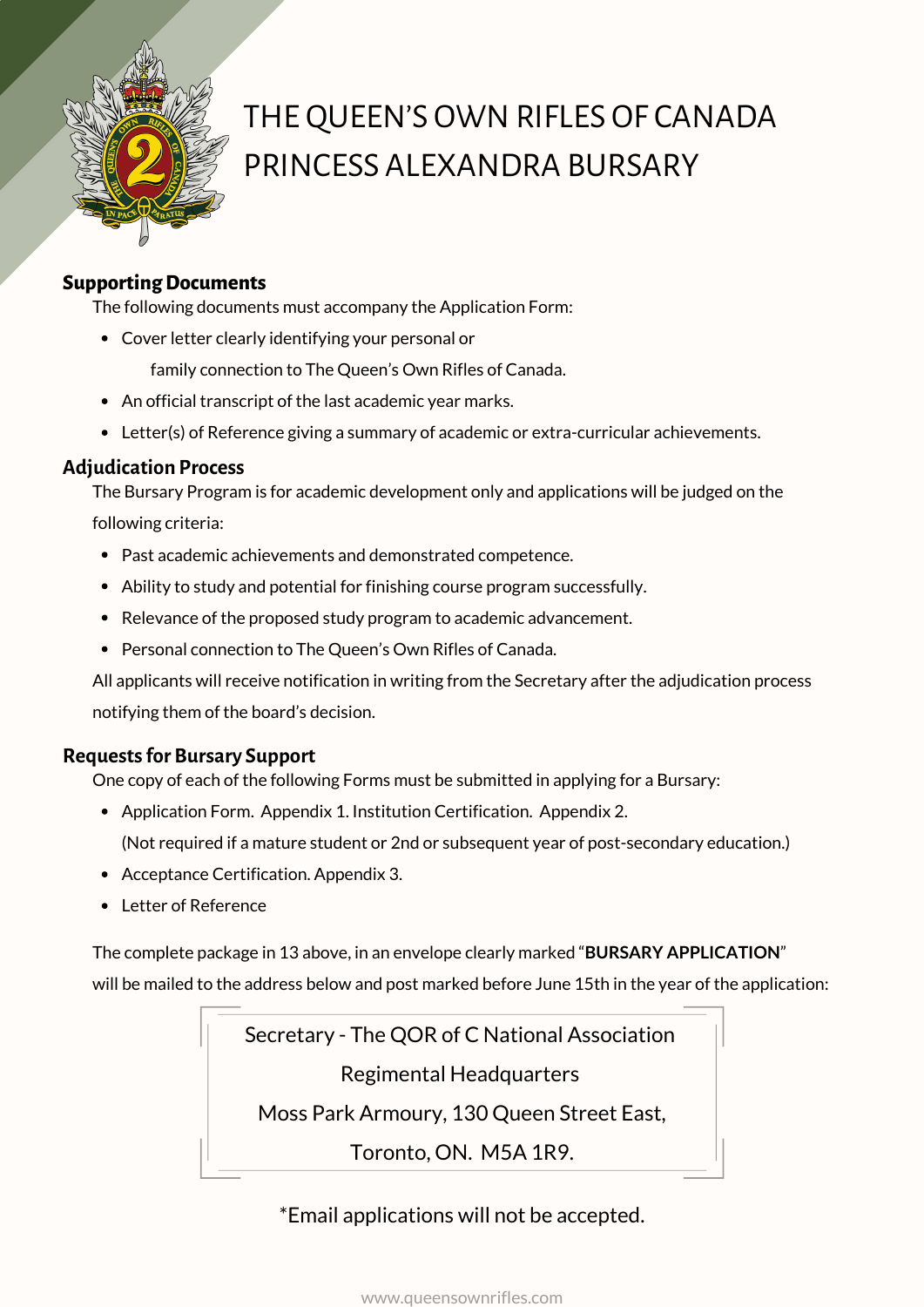# THE QUEEN'S OWN RIFLES OF CANADA PRINCESS ALEXANDRA BURSARY

## Supporting Documents

The following documents must accompany the Application Form:

- Cover letter clearly identifying your personal or family connection to The Queen's Own Rifles of Canada.
- An official transcript of the last academic year marks.
- Letter(s) of Reference giving a summary of academic or extra-curricular achievements.

## Adjudication Process

The Bursary Program is for academic development only and applications will be judged on the following criteria:

- Past academic achievements and demonstrated competence.
- Ability to study and potential for finishing course program successfully.
- Relevance of the proposed study program to academic advancement.
- Personal connection to The Queen's Own Rifles of Canada.

All applicants will receive notification in writing from the Secretary after the adjudication process notifying them of the board's decision.

## Requests for Bursary Support

One copy of each of the following Forms must be submitted in applying for a Bursary:

- Application Form. Appendix 1. Institution Certification. Appendix 2.
  (Not required if a mature student or 2nd or subsequent year of post-secondary education.)
- Acceptance Certification. Appendix 3.
- Letter of Reference

The complete package in 13 above, in an envelope clearly marked "**BURSARY APPLICATION**" will be mailed to the address below and post marked before June 15th in the year of the application:

Secretary - The QOR of C National Association
Regimental Headquarters
Moss Park Armoury, 130 Queen Street East,
Toronto, ON. M5A 1R9.

*Email applications will not be accepted.

www.queensownrifles.com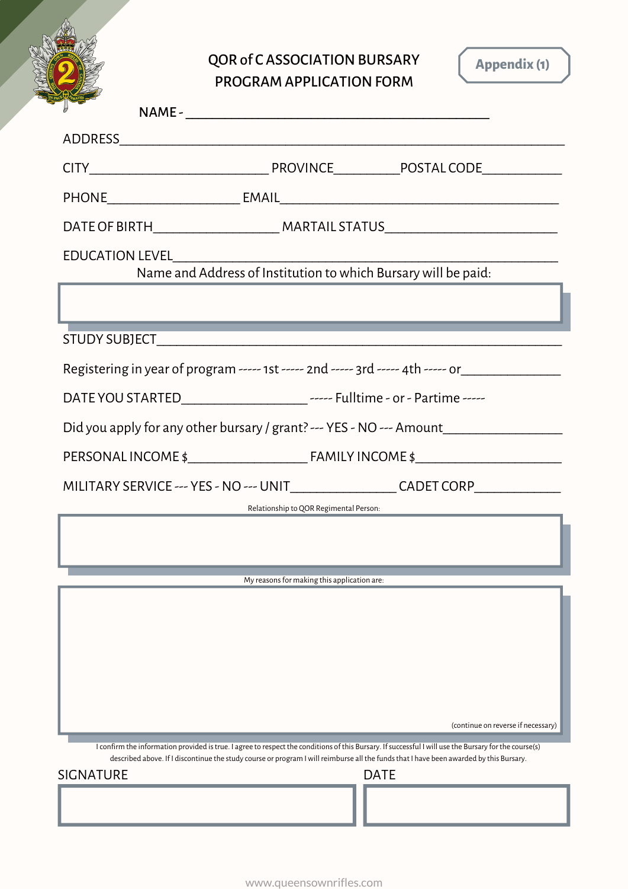Appendix (1)

# QOR of C ASSOCIATION BURSARY PROGRAM APPLICATION FORM

NAME - ____________________________________________

ADDRESS____________________________________________________________

CITY__________________________ PROVINCE_________POSTAL CODE___________

PHONE___________________ EMAIL________________________________________

DATE OF BIRTH__________________ MARTAIL STATUS_________________________

EDUCATION LEVEL_______________________________________________________

Name and Address of Institution to which Bursary will be paid:

STUDY SUBJECT_________________________________________________________

Registering in year of program ----- 1st ----- 2nd ----- 3rd ----- 4th ----- or_____________

DATE YOU STARTED__________________ ----- Fulltime - or - Partime -----

Did you apply for any other bursary / grant? --- YES - NO --- Amount________________

PERSONAL INCOME $_________________ FAMILY INCOME $_____________________

MILITARY SERVICE --- YES - NO --- UNIT_______________ CADET CORP____________

Relationship to QOR Regimental Person:

My reasons for making this application are:

(continue on reverse if necessary)

I confirm the information provided is true. I agree to respect the conditions of this Bursary. If successful I will use the Bursary for the course(s) described above. If I discontinue the study course or program I will reimburse all the funds that I have been awarded by this Bursary.

SIGNATURE

DATE

www.queensownrifles.com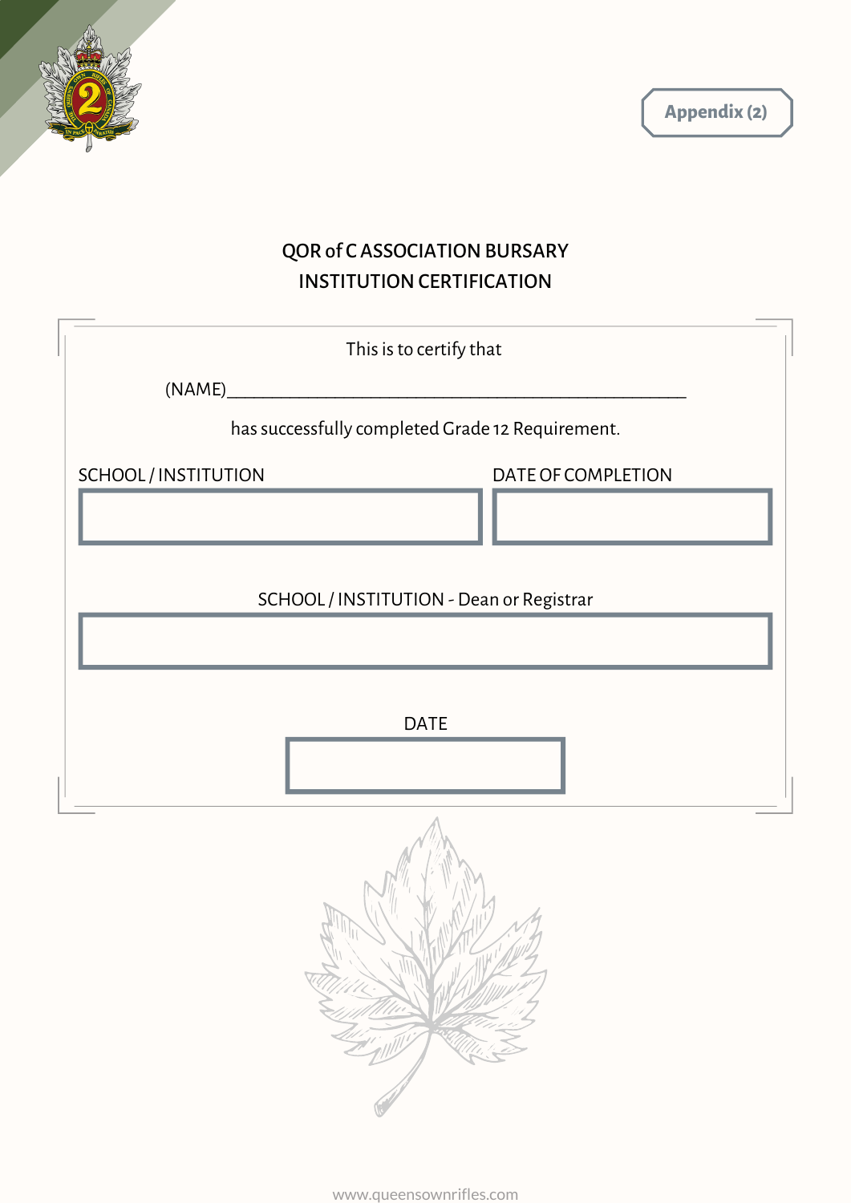Appendix (2)

## QOR of C ASSOCIATION BURSARY
## INSTITUTION CERTIFICATION

This is to certify that

(NAME)\_\_\_\_\_\_\_\_\_\_\_\_\_\_\_\_\_\_\_\_\_\_\_\_\_\_\_\_\_\_\_\_\_\_\_\_\_\_\_\_\_\_\_\_\_\_\_\_\_\_

has successfully completed Grade 12 Requirement.

| SCHOOL / INSTITUTION | DATE OF COMPLETION |
| --- | --- |
| | |

SCHOOL / INSTITUTION - Dean or Registrar

| |
| --- |
| |

DATE

| |
| --- |
| |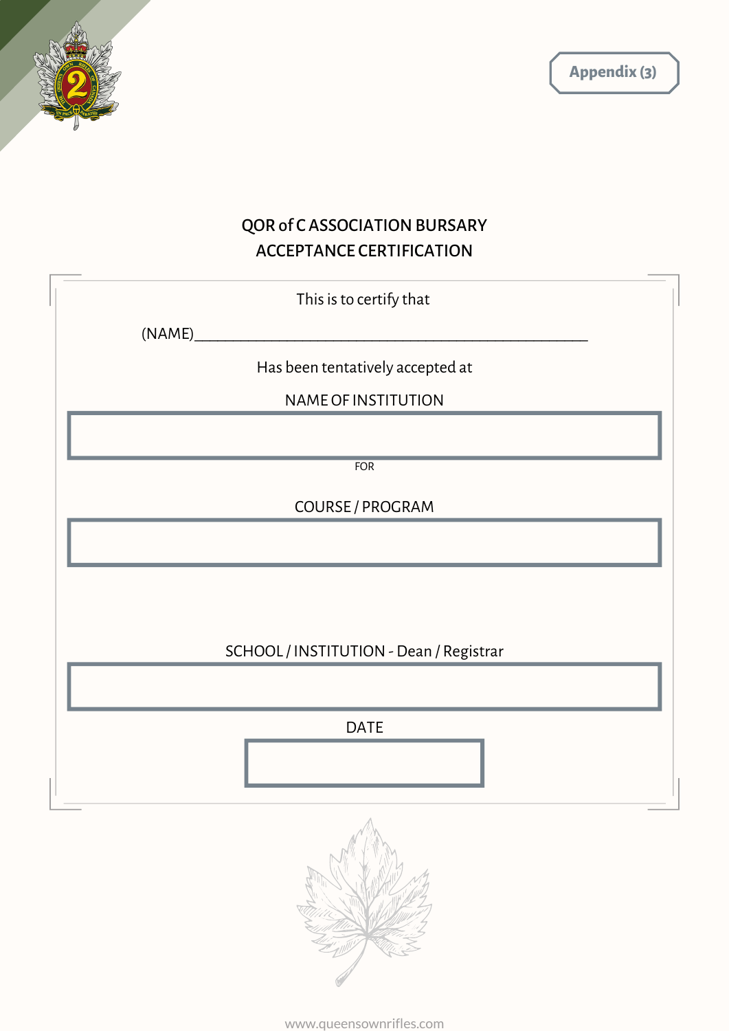Appendix (3)

## QOR of C ASSOCIATION BURSARY
## ACCEPTANCE CERTIFICATION

This is to certify that

(NAME)________________________________________________

Has been tentatively accepted at

NAME OF INSTITUTION

FOR

COURSE / PROGRAM

SCHOOL / INSTITUTION - Dean / Registrar

DATE